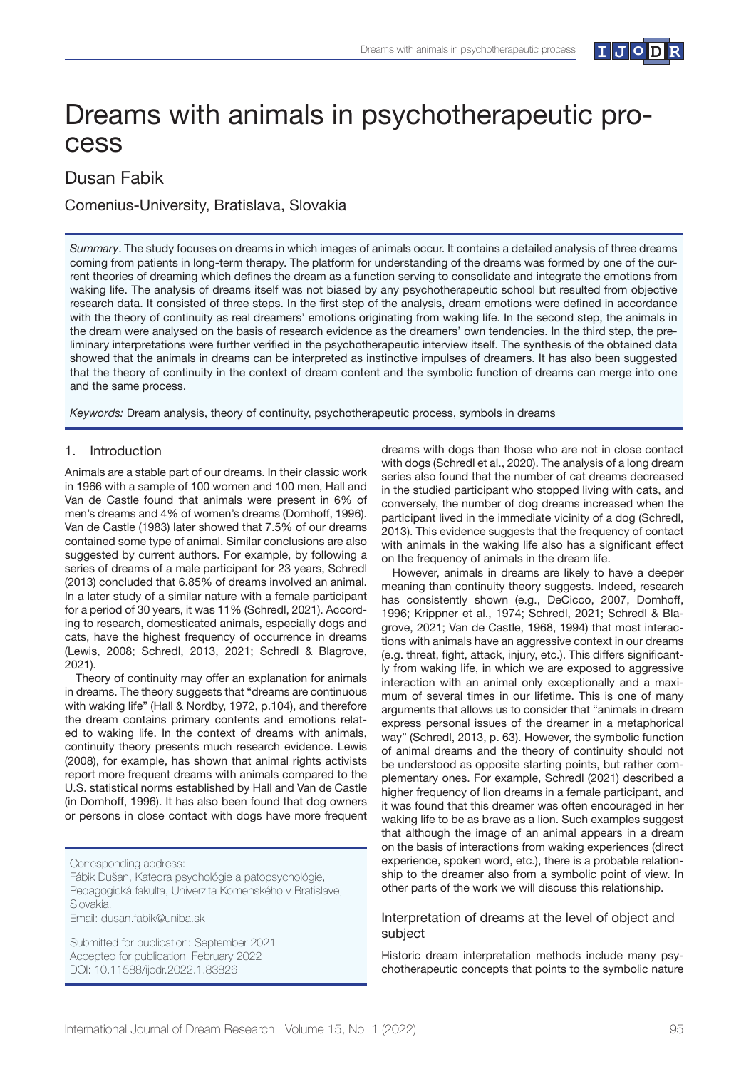# Dreams with animals in psychotherapeutic process

## Dusan Fabik

Comenius-University, Bratislava, Slovakia

*Summary*. The study focuses on dreams in which images of animals occur. It contains a detailed analysis of three dreams coming from patients in long-term therapy. The platform for understanding of the dreams was formed by one of the current theories of dreaming which defines the dream as a function serving to consolidate and integrate the emotions from waking life. The analysis of dreams itself was not biased by any psychotherapeutic school but resulted from objective research data. It consisted of three steps. In the first step of the analysis, dream emotions were defined in accordance with the theory of continuity as real dreamers' emotions originating from waking life. In the second step, the animals in the dream were analysed on the basis of research evidence as the dreamers' own tendencies. In the third step, the preliminary interpretations were further verified in the psychotherapeutic interview itself. The synthesis of the obtained data showed that the animals in dreams can be interpreted as instinctive impulses of dreamers. It has also been suggested that the theory of continuity in the context of dream content and the symbolic function of dreams can merge into one and the same process.

*Keywords:* Dream analysis, theory of continuity, psychotherapeutic process, symbols in dreams

## 1. Introduction

Animals are a stable part of our dreams. In their classic work in 1966 with a sample of 100 women and 100 men, Hall and Van de Castle found that animals were present in 6% of men's dreams and 4% of women's dreams (Domhoff, 1996). Van de Castle (1983) later showed that 7.5% of our dreams contained some type of animal. Similar conclusions are also suggested by current authors. For example, by following a series of dreams of a male participant for 23 years, Schredl (2013) concluded that 6.85% of dreams involved an animal. In a later study of a similar nature with a female participant for a period of 30 years, it was 11% (Schredl, 2021). According to research, domesticated animals, especially dogs and cats, have the highest frequency of occurrence in dreams (Lewis, 2008; Schredl, 2013, 2021; Schredl & Blagrove, 2021).

Theory of continuity may offer an explanation for animals in dreams. The theory suggests that "dreams are continuous with waking life" (Hall & Nordby, 1972, p.104), and therefore the dream contains primary contents and emotions related to waking life. In the context of dreams with animals, continuity theory presents much research evidence. Lewis (2008), for example, has shown that animal rights activists report more frequent dreams with animals compared to the U.S. statistical norms established by Hall and Van de Castle (in Domhoff, 1996). It has also been found that dog owners or persons in close contact with dogs have more frequent dreams with dogs than those who are not in close contact with dogs (Schredl et al., 2020). The analysis of a long dream series also found that the number of cat dreams decreased in the studied participant who stopped living with cats, and conversely, the number of dog dreams increased when the participant lived in the immediate vicinity of a dog (Schredl, 2013). This evidence suggests that the frequency of contact with animals in the waking life also has a significant effect on the frequency of animals in the dream life.

However, animals in dreams are likely to have a deeper meaning than continuity theory suggests. Indeed, research has consistently shown (e.g., DeCicco, 2007, Domhoff, 1996; Krippner et al., 1974; Schredl, 2021; Schredl & Blagrove, 2021; Van de Castle, 1968, 1994) that most interactions with animals have an aggressive context in our dreams (e.g. threat, fight, attack, injury, etc.). This differs significantly from waking life, in which we are exposed to aggressive interaction with an animal only exceptionally and a maximum of several times in our lifetime. This is one of many arguments that allows us to consider that "animals in dream express personal issues of the dreamer in a metaphorical way" (Schredl, 2013, p. 63). However, the symbolic function of animal dreams and the theory of continuity should not be understood as opposite starting points, but rather complementary ones. For example, Schredl (2021) described a higher frequency of lion dreams in a female participant, and it was found that this dreamer was often encouraged in her waking life to be as brave as a lion. Such examples suggest that although the image of an animal appears in a dream on the basis of interactions from waking experiences (direct experience, spoken word, etc.), there is a probable relationship to the dreamer also from a symbolic point of view. In other parts of the work we will discuss this relationship.

### Interpretation of dreams at the level of object and subject

Historic dream interpretation methods include many psychotherapeutic concepts that points to the symbolic nature

Corresponding address:
Fábik Dušan, Katedra psychológie a patopsychológie, Pedagogická fakulta, Univerzita Komenského v Bratislave, Slovakia.
Email: dusan.fabik@uniba.sk

Submitted for publication: September 2021
Accepted for publication: February 2022
DOI: 10.11588/ijodr.2022.1.83826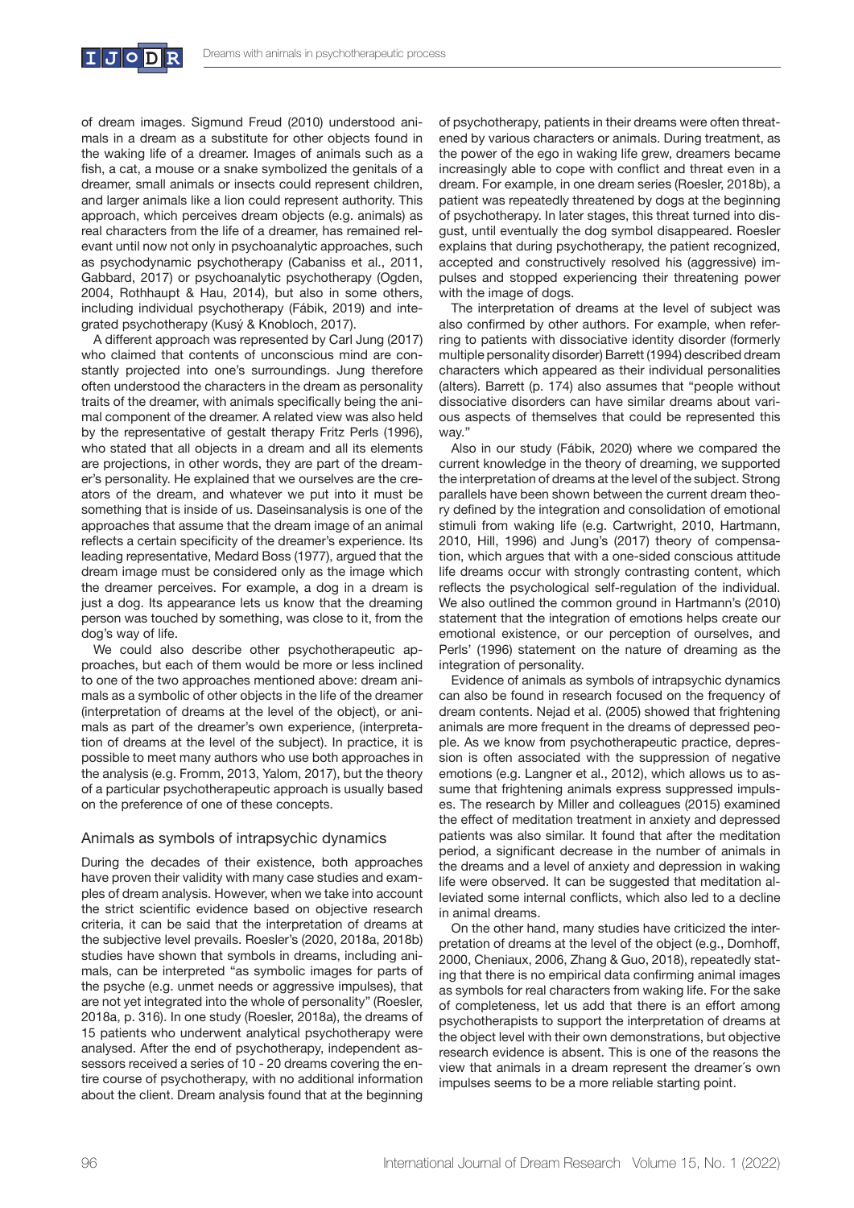of dream images. Sigmund Freud (2010) understood animals in a dream as a substitute for other objects found in the waking life of a dreamer. Images of animals such as a fish, a cat, a mouse or a snake symbolized the genitals of a dreamer, small animals or insects could represent children, and larger animals like a lion could represent authority. This approach, which perceives dream objects (e.g. animals) as real characters from the life of a dreamer, has remained relevant until now not only in psychoanalytic approaches, such as psychodynamic psychotherapy (Cabaniss et al., 2011, Gabbard, 2017) or psychoanalytic psychotherapy (Ogden, 2004, Rothhaupt & Hau, 2014), but also in some others, including individual psychotherapy (Fábik, 2019) and integrated psychotherapy (Kusý & Knobloch, 2017).

A different approach was represented by Carl Jung (2017) who claimed that contents of unconscious mind are constantly projected into one's surroundings. Jung therefore often understood the characters in the dream as personality traits of the dreamer, with animals specifically being the animal component of the dreamer. A related view was also held by the representative of gestalt therapy Fritz Perls (1996), who stated that all objects in a dream and all its elements are projections, in other words, they are part of the dreamer's personality. He explained that we ourselves are the creators of the dream, and whatever we put into it must be something that is inside of us. Daseinsanalysis is one of the approaches that assume that the dream image of an animal reflects a certain specificity of the dreamer's experience. Its leading representative, Medard Boss (1977), argued that the dream image must be considered only as the image which the dreamer perceives. For example, a dog in a dream is just a dog. Its appearance lets us know that the dreaming person was touched by something, was close to it, from the dog's way of life.

We could also describe other psychotherapeutic approaches, but each of them would be more or less inclined to one of the two approaches mentioned above: dream animals as a symbolic of other objects in the life of the dreamer (interpretation of dreams at the level of the object), or animals as part of the dreamer's own experience, (interpretation of dreams at the level of the subject). In practice, it is possible to meet many authors who use both approaches in the analysis (e.g. Fromm, 2013, Yalom, 2017), but the theory of a particular psychotherapeutic approach is usually based on the preference of one of these concepts.

## Animals as symbols of intrapsychic dynamics

During the decades of their existence, both approaches have proven their validity with many case studies and examples of dream analysis. However, when we take into account the strict scientific evidence based on objective research criteria, it can be said that the interpretation of dreams at the subjective level prevails. Roesler's (2020, 2018a, 2018b) studies have shown that symbols in dreams, including animals, can be interpreted "as symbolic images for parts of the psyche (e.g. unmet needs or aggressive impulses), that are not yet integrated into the whole of personality" (Roesler, 2018a, p. 316). In one study (Roesler, 2018a), the dreams of 15 patients who underwent analytical psychotherapy were analysed. After the end of psychotherapy, independent assessors received a series of 10 - 20 dreams covering the entire course of psychotherapy, with no additional information about the client. Dream analysis found that at the beginning of psychotherapy, patients in their dreams were often threatened by various characters or animals. During treatment, as the power of the ego in waking life grew, dreamers became increasingly able to cope with conflict and threat even in a dream. For example, in one dream series (Roesler, 2018b), a patient was repeatedly threatened by dogs at the beginning of psychotherapy. In later stages, this threat turned into disgust, until eventually the dog symbol disappeared. Roesler explains that during psychotherapy, the patient recognized, accepted and constructively resolved his (aggressive) impulses and stopped experiencing their threatening power with the image of dogs.

The interpretation of dreams at the level of subject was also confirmed by other authors. For example, when referring to patients with dissociative identity disorder (formerly multiple personality disorder) Barrett (1994) described dream characters which appeared as their individual personalities (alters). Barrett (p. 174) also assumes that "people without dissociative disorders can have similar dreams about various aspects of themselves that could be represented this way."

Also in our study (Fábik, 2020) where we compared the current knowledge in the theory of dreaming, we supported the interpretation of dreams at the level of the subject. Strong parallels have been shown between the current dream theory defined by the integration and consolidation of emotional stimuli from waking life (e.g. Cartwright, 2010, Hartmann, 2010, Hill, 1996) and Jung's (2017) theory of compensation, which argues that with a one-sided conscious attitude life dreams occur with strongly contrasting content, which reflects the psychological self-regulation of the individual. We also outlined the common ground in Hartmann's (2010) statement that the integration of emotions helps create our emotional existence, or our perception of ourselves, and Perls' (1996) statement on the nature of dreaming as the integration of personality.

Evidence of animals as symbols of intrapsychic dynamics can also be found in research focused on the frequency of dream contents. Nejad et al. (2005) showed that frightening animals are more frequent in the dreams of depressed people. As we know from psychotherapeutic practice, depression is often associated with the suppression of negative emotions (e.g. Langner et al., 2012), which allows us to assume that frightening animals express suppressed impulses. The research by Miller and colleagues (2015) examined the effect of meditation treatment in anxiety and depressed patients was also similar. It found that after the meditation period, a significant decrease in the number of animals in the dreams and a level of anxiety and depression in waking life were observed. It can be suggested that meditation alleviated some internal conflicts, which also led to a decline in animal dreams.

On the other hand, many studies have criticized the interpretation of dreams at the level of the object (e.g., Domhoff, 2000, Cheniaux, 2006, Zhang & Guo, 2018), repeatedly stating that there is no empirical data confirming animal images as symbols for real characters from waking life. For the sake of completeness, let us add that there is an effort among psychotherapists to support the interpretation of dreams at the object level with their own demonstrations, but objective research evidence is absent. This is one of the reasons the view that animals in a dream represent the dreamer´s own impulses seems to be a more reliable starting point.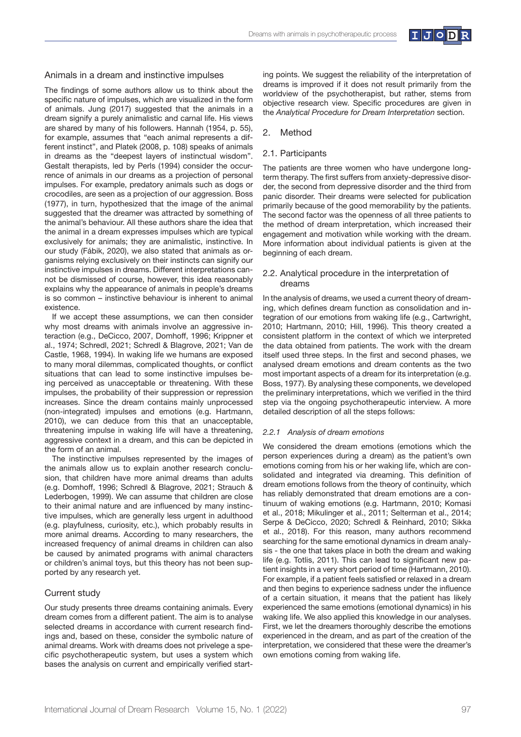## Animals in a dream and instinctive impulses

The findings of some authors allow us to think about the specific nature of impulses, which are visualized in the form of animals. Jung (2017) suggested that the animals in a dream signify a purely animalistic and carnal life. His views are shared by many of his followers. Hannah (1954, p. 55), for example, assumes that "each animal represents a different instinct", and Platek (2008, p. 108) speaks of animals in dreams as the "deepest layers of instinctual wisdom". Gestalt therapists, led by Perls (1994) consider the occurrence of animals in our dreams as a projection of personal impulses. For example, predatory animals such as dogs or crocodiles, are seen as a projection of our aggression. Boss (1977), in turn, hypothesized that the image of the animal suggested that the dreamer was attracted by something of the animal's behaviour. All these authors share the idea that the animal in a dream expresses impulses which are typical exclusively for animals; they are animalistic, instinctive. In our study (Fábik, 2020), we also stated that animals as organisms relying exclusively on their instincts can signify our instinctive impulses in dreams. Different interpretations cannot be dismissed of course, however, this idea reasonably explains why the appearance of animals in people's dreams is so common – instinctive behaviour is inherent to animal existence.

If we accept these assumptions, we can then consider why most dreams with animals involve an aggressive interaction (e.g., DeCicco, 2007, Domhoff, 1996; Krippner et al., 1974; Schredl, 2021; Schredl & Blagrove, 2021; Van de Castle, 1968, 1994). In waking life we humans are exposed to many moral dilemmas, complicated thoughts, or conflict situations that can lead to some instinctive impulses being perceived as unacceptable or threatening. With these impulses, the probability of their suppression or repression increases. Since the dream contains mainly unprocessed (non-integrated) impulses and emotions (e.g. Hartmann, 2010), we can deduce from this that an unacceptable, threatening impulse in waking life will have a threatening, aggressive context in a dream, and this can be depicted in the form of an animal.

The instinctive impulses represented by the images of the animals allow us to explain another research conclusion, that children have more animal dreams than adults (e.g. Domhoff, 1996; Schredl & Blagrove, 2021; Strauch & Lederbogen, 1999). We can assume that children are close to their animal nature and are influenced by many instinctive impulses, which are generally less urgent in adulthood (e.g. playfulness, curiosity, etc.), which probably results in more animal dreams. According to many researchers, the increased frequency of animal dreams in children can also be caused by animated programs with animal characters or children's animal toys, but this theory has not been supported by any research yet.

## Current study

Our study presents three dreams containing animals. Every dream comes from a different patient. The aim is to analyse selected dreams in accordance with current research findings and, based on these, consider the symbolic nature of animal dreams. Work with dreams does not privelege a specific psychotherapeutic system, but uses a system which bases the analysis on current and empirically verified starting points. We suggest the reliability of the interpretation of dreams is improved if it does not result primarily from the worldview of the psychotherapist, but rather, stems from objective research view. Specific procedures are given in the *Analytical Procedure for Dream Interpretation* section.

## 2. Method

### 2.1. Participants

The patients are three women who have undergone long-term therapy. The first suffers from anxiety-depressive disorder, the second from depressive disorder and the third from panic disorder. Their dreams were selected for publication primarily because of the good memorability by the patients. The second factor was the openness of all three patients to the method of dream interpretation, which increased their engagement and motivation while working with the dream. More information about individual patients is given at the beginning of each dream.

### 2.2. Analytical procedure in the interpretation of dreams

In the analysis of dreams, we used a current theory of dreaming, which defines dream function as consolidation and integration of our emotions from waking life (e.g., Cartwright, 2010; Hartmann, 2010; Hill, 1996). This theory created a consistent platform in the context of which we interpreted the data obtained from patients. The work with the dream itself used three steps. In the first and second phases, we analysed dream emotions and dream contents as the two most important aspects of a dream for its interpretation (e.g. Boss, 1977). By analysing these components, we developed the preliminary interpretations, which we verified in the third step via the ongoing psychotherapeutic interview. A more detailed description of all the steps follows:

#### *2.2.1 Analysis of dream emotions*

We considered the dream emotions (emotions which the person experiences during a dream) as the patient's own emotions coming from his or her waking life, which are consolidated and integrated via dreaming. This definition of dream emotions follows from the theory of continuity, which has reliably demonstrated that dream emotions are a continuum of waking emotions (e.g. Hartmann, 2010; Komasi et al., 2018; Mikulinger et al., 2011; Selterman et al., 2014; Serpe & DeCicco, 2020; Schredl & Reinhard, 2010; Sikka et al., 2018). For this reason, many authors recommend searching for the same emotional dynamics in dream analysis - the one that takes place in both the dream and waking life (e.g. Totlis, 2011). This can lead to significant new patient insights in a very short period of time (Hartmann, 2010). For example, if a patient feels satisfied or relaxed in a dream and then begins to experience sadness under the influence of a certain situation, it means that the patient has likely experienced the same emotions (emotional dynamics) in his waking life. We also applied this knowledge in our analyses. First, we let the dreamers thoroughly describe the emotions experienced in the dream, and as part of the creation of the interpretation, we considered that these were the dreamer's own emotions coming from waking life.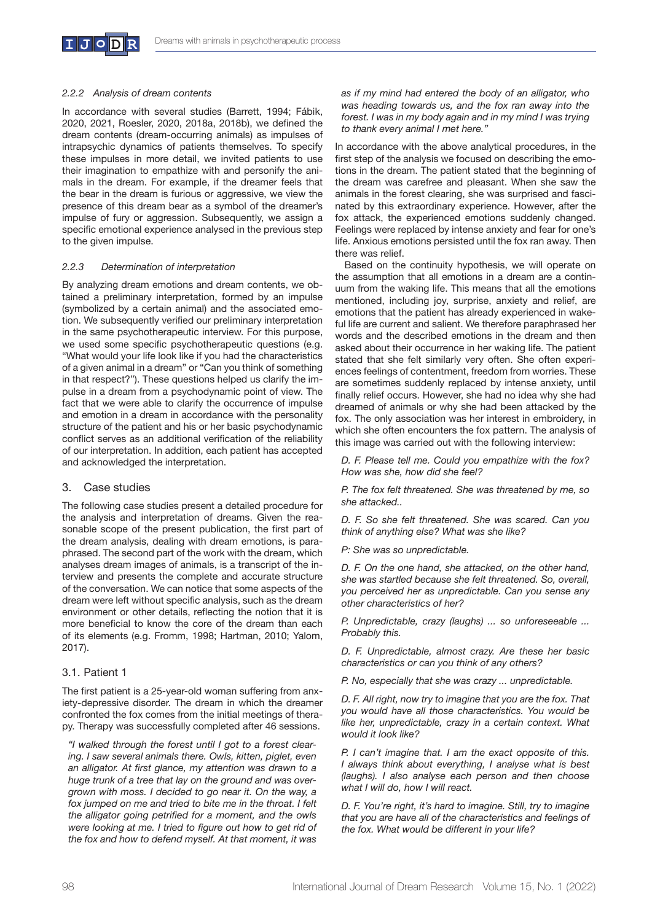#### 2.2.2 Analysis of dream contents

In accordance with several studies (Barrett, 1994; Fábik, 2020, 2021, Roesler, 2020, 2018a, 2018b), we defined the dream contents (dream-occurring animals) as impulses of intrapsychic dynamics of patients themselves. To specify these impulses in more detail, we invited patients to use their imagination to empathize with and personify the animals in the dream. For example, if the dreamer feels that the bear in the dream is furious or aggressive, we view the presence of this dream bear as a symbol of the dreamer's impulse of fury or aggression. Subsequently, we assign a specific emotional experience analysed in the previous step to the given impulse.

#### 2.2.3 Determination of interpretation

By analyzing dream emotions and dream contents, we obtained a preliminary interpretation, formed by an impulse (symbolized by a certain animal) and the associated emotion. We subsequently verified our preliminary interpretation in the same psychotherapeutic interview. For this purpose, we used some specific psychotherapeutic questions (e.g. "What would your life look like if you had the characteristics of a given animal in a dream" or "Can you think of something in that respect?"). These questions helped us clarify the impulse in a dream from a psychodynamic point of view. The fact that we were able to clarify the occurrence of impulse and emotion in a dream in accordance with the personality structure of the patient and his or her basic psychodynamic conflict serves as an additional verification of the reliability of our interpretation. In addition, each patient has accepted and acknowledged the interpretation.

## 3. Case studies

The following case studies present a detailed procedure for the analysis and interpretation of dreams. Given the reasonable scope of the present publication, the first part of the dream analysis, dealing with dream emotions, is paraphrased. The second part of the work with the dream, which analyses dream images of animals, is a transcript of the interview and presents the complete and accurate structure of the conversation. We can notice that some aspects of the dream were left without specific analysis, such as the dream environment or other details, reflecting the notion that it is more beneficial to know the core of the dream than each of its elements (e.g. Fromm, 1998; Hartman, 2010; Yalom, 2017).

### 3.1. Patient 1

The first patient is a 25-year-old woman suffering from anxiety-depressive disorder. The dream in which the dreamer confronted the fox comes from the initial meetings of therapy. Therapy was successfully completed after 46 sessions.

*"I walked through the forest until I got to a forest clearing. I saw several animals there. Owls, kitten, piglet, even an alligator. At first glance, my attention was drawn to a huge trunk of a tree that lay on the ground and was overgrown with moss. I decided to go near it. On the way, a fox jumped on me and tried to bite me in the throat. I felt the alligator going petrified for a moment, and the owls were looking at me. I tried to figure out how to get rid of the fox and how to defend myself. At that moment, it was as if my mind had entered the body of an alligator, who was heading towards us, and the fox ran away into the forest. I was in my body again and in my mind I was trying to thank every animal I met here."*

In accordance with the above analytical procedures, in the first step of the analysis we focused on describing the emotions in the dream. The patient stated that the beginning of the dream was carefree and pleasant. When she saw the animals in the forest clearing, she was surprised and fascinated by this extraordinary experience. However, after the fox attack, the experienced emotions suddenly changed. Feelings were replaced by intense anxiety and fear for one's life. Anxious emotions persisted until the fox ran away. Then there was relief.

Based on the continuity hypothesis, we will operate on the assumption that all emotions in a dream are a continuum from the waking life. This means that all the emotions mentioned, including joy, surprise, anxiety and relief, are emotions that the patient has already experienced in wakeful life are current and salient. We therefore paraphrased her words and the described emotions in the dream and then asked about their occurrence in her waking life. The patient stated that she felt similarly very often. She often experiences feelings of contentment, freedom from worries. These are sometimes suddenly replaced by intense anxiety, until finally relief occurs. However, she had no idea why she had dreamed of animals or why she had been attacked by the fox. The only association was her interest in embroidery, in which she often encounters the fox pattern. The analysis of this image was carried out with the following interview:

*D. F. Please tell me. Could you empathize with the fox? How was she, how did she feel?*

*P. The fox felt threatened. She was threatened by me, so she attacked..*

*D. F. So she felt threatened. She was scared. Can you think of anything else? What was she like?*

*P: She was so unpredictable.*

*D. F. On the one hand, she attacked, on the other hand, she was startled because she felt threatened. So, overall, you perceived her as unpredictable. Can you sense any other characteristics of her?*

*P. Unpredictable, crazy (laughs) ... so unforeseeable ... Probably this.*

*D. F. Unpredictable, almost crazy. Are these her basic characteristics or can you think of any others?*

*P. No, especially that she was crazy ... unpredictable.*

*D. F. All right, now try to imagine that you are the fox. That you would have all those characteristics. You would be like her, unpredictable, crazy in a certain context. What would it look like?*

*P. I can't imagine that. I am the exact opposite of this. I always think about everything, I analyse what is best (laughs). I also analyse each person and then choose what I will do, how I will react.*

*D. F. You're right, it's hard to imagine. Still, try to imagine that you are have all of the characteristics and feelings of the fox. What would be different in your life?*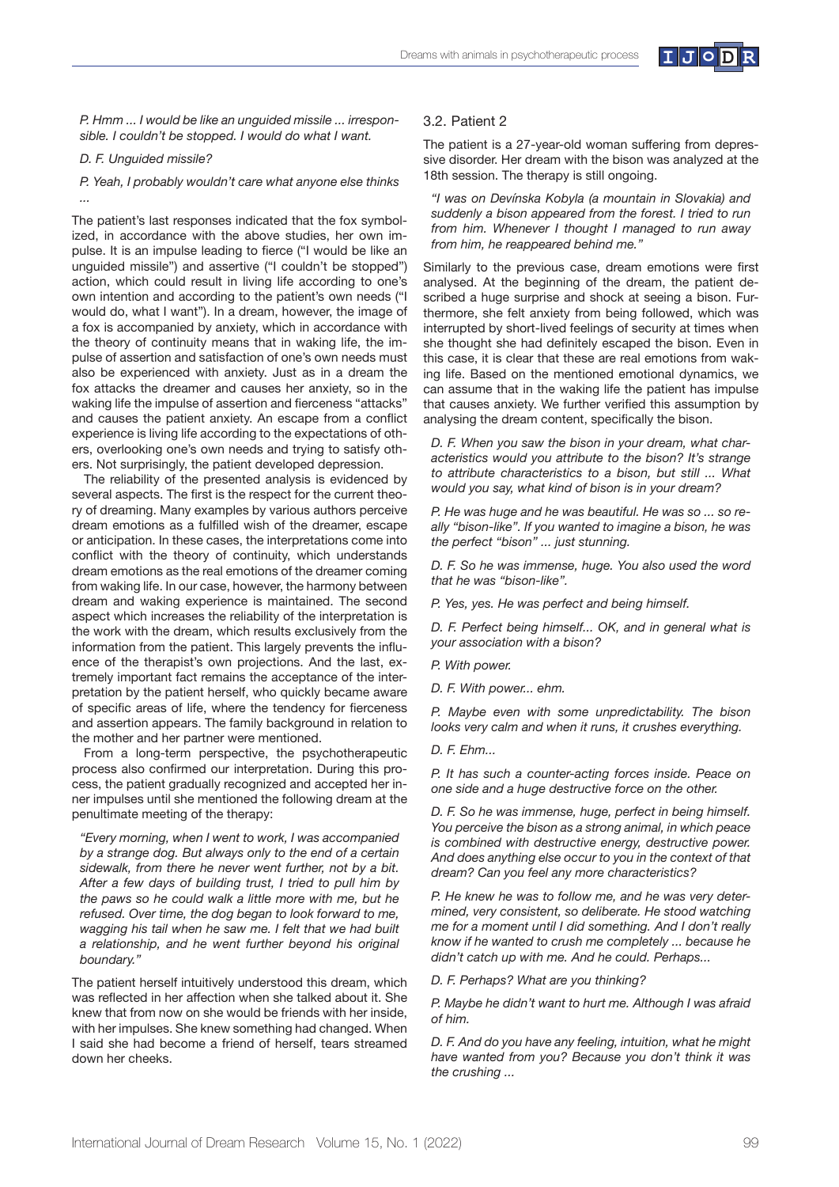*P. Hmm ... I would be like an unguided missile ... irresponsible. I couldn't be stopped. I would do what I want.*

*D. F. Unguided missile?*

*P. Yeah, I probably wouldn't care what anyone else thinks ...*

The patient's last responses indicated that the fox symbolized, in accordance with the above studies, her own impulse. It is an impulse leading to fierce ("I would be like an unguided missile") and assertive ("I couldn't be stopped") action, which could result in living life according to one's own intention and according to the patient's own needs ("I would do, what I want"). In a dream, however, the image of a fox is accompanied by anxiety, which in accordance with the theory of continuity means that in waking life, the impulse of assertion and satisfaction of one's own needs must also be experienced with anxiety. Just as in a dream the fox attacks the dreamer and causes her anxiety, so in the waking life the impulse of assertion and fierceness "attacks" and causes the patient anxiety. An escape from a conflict experience is living life according to the expectations of others, overlooking one's own needs and trying to satisfy others. Not surprisingly, the patient developed depression.

The reliability of the presented analysis is evidenced by several aspects. The first is the respect for the current theory of dreaming. Many examples by various authors perceive dream emotions as a fulfilled wish of the dreamer, escape or anticipation. In these cases, the interpretations come into conflict with the theory of continuity, which understands dream emotions as the real emotions of the dreamer coming from waking life. In our case, however, the harmony between dream and waking experience is maintained. The second aspect which increases the reliability of the interpretation is the work with the dream, which results exclusively from the information from the patient. This largely prevents the influence of the therapist's own projections. And the last, extremely important fact remains the acceptance of the interpretation by the patient herself, who quickly became aware of specific areas of life, where the tendency for fierceness and assertion appears. The family background in relation to the mother and her partner were mentioned.

From a long-term perspective, the psychotherapeutic process also confirmed our interpretation. During this process, the patient gradually recognized and accepted her inner impulses until she mentioned the following dream at the penultimate meeting of the therapy:

*"Every morning, when I went to work, I was accompanied by a strange dog. But always only to the end of a certain sidewalk, from there he never went further, not by a bit. After a few days of building trust, I tried to pull him by the paws so he could walk a little more with me, but he refused. Over time, the dog began to look forward to me, wagging his tail when he saw me. I felt that we had built a relationship, and he went further beyond his original boundary."*

The patient herself intuitively understood this dream, which was reflected in her affection when she talked about it. She knew that from now on she would be friends with her inside, with her impulses. She knew something had changed. When I said she had become a friend of herself, tears streamed down her cheeks.

### 3.2. Patient 2

The patient is a 27-year-old woman suffering from depressive disorder. Her dream with the bison was analyzed at the 18th session. The therapy is still ongoing.

*"I was on Devínska Kobyla (a mountain in Slovakia) and suddenly a bison appeared from the forest. I tried to run from him. Whenever I thought I managed to run away from him, he reappeared behind me."*

Similarly to the previous case, dream emotions were first analysed. At the beginning of the dream, the patient described a huge surprise and shock at seeing a bison. Furthermore, she felt anxiety from being followed, which was interrupted by short-lived feelings of security at times when she thought she had definitely escaped the bison. Even in this case, it is clear that these are real emotions from waking life. Based on the mentioned emotional dynamics, we can assume that in the waking life the patient has impulse that causes anxiety. We further verified this assumption by analysing the dream content, specifically the bison.

*D. F. When you saw the bison in your dream, what characteristics would you attribute to the bison? It's strange to attribute characteristics to a bison, but still ... What would you say, what kind of bison is in your dream?*

*P. He was huge and he was beautiful. He was so ... so really "bison-like". If you wanted to imagine a bison, he was the perfect "bison" ... just stunning.*

*D. F. So he was immense, huge. You also used the word that he was "bison-like".*

*P. Yes, yes. He was perfect and being himself.*

*D. F. Perfect being himself... OK, and in general what is your association with a bison?*

*P. With power.*

*D. F. With power... ehm.*

*P. Maybe even with some unpredictability. The bison looks very calm and when it runs, it crushes everything.*

*D. F. Ehm...*

*P. It has such a counter-acting forces inside. Peace on one side and a huge destructive force on the other.*

*D. F. So he was immense, huge, perfect in being himself. You perceive the bison as a strong animal, in which peace is combined with destructive energy, destructive power. And does anything else occur to you in the context of that dream? Can you feel any more characteristics?*

*P. He knew he was to follow me, and he was very determined, very consistent, so deliberate. He stood watching me for a moment until I did something. And I don't really know if he wanted to crush me completely ... because he didn't catch up with me. And he could. Perhaps...*

*D. F. Perhaps? What are you thinking?*

*P. Maybe he didn't want to hurt me. Although I was afraid of him.*

*D. F. And do you have any feeling, intuition, what he might have wanted from you? Because you don't think it was the crushing ...*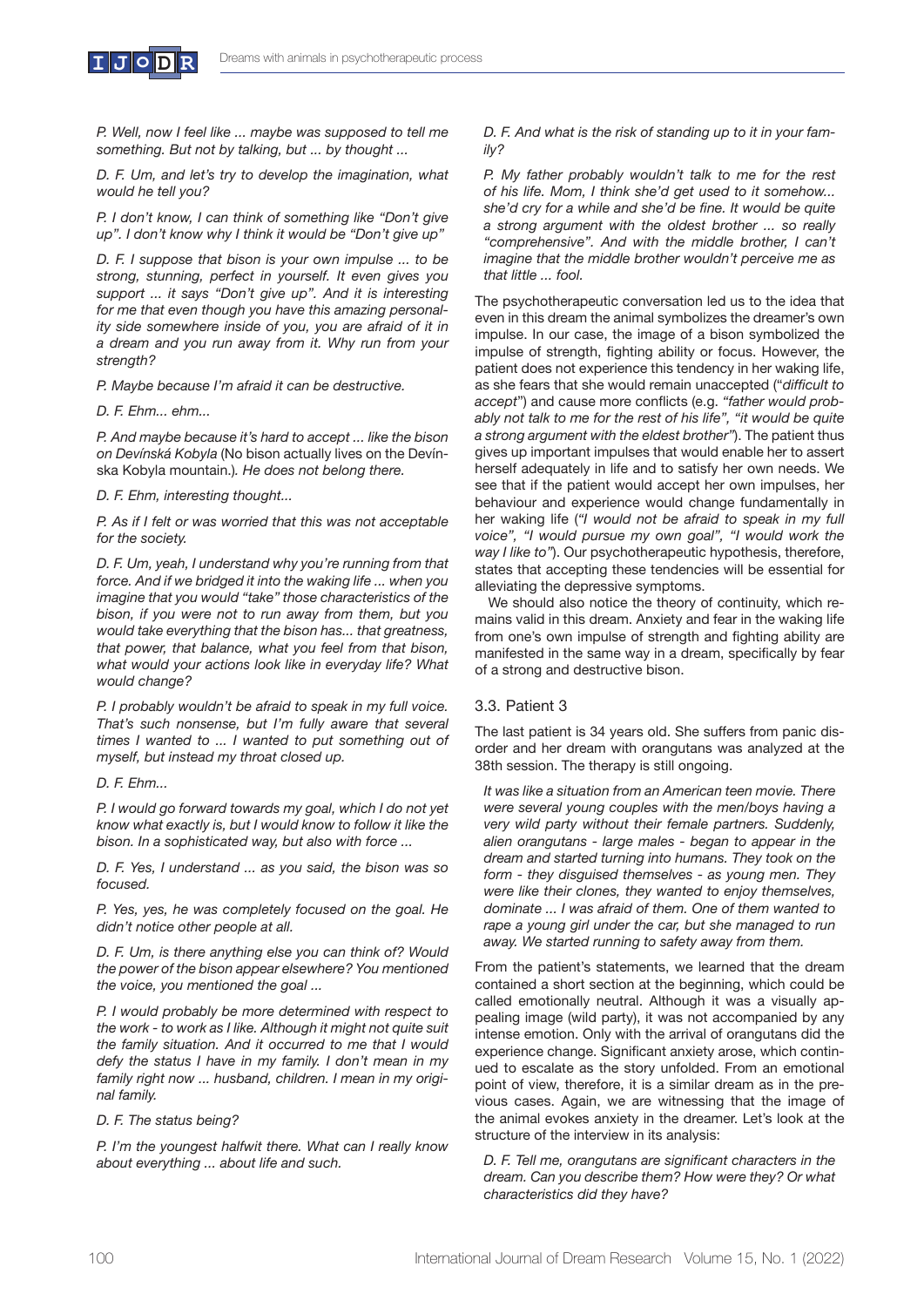*P. Well, now I feel like ... maybe was supposed to tell me something. But not by talking, but ... by thought ...*

*D. F. Um, and let's try to develop the imagination, what would he tell you?*

*P. I don't know, I can think of something like "Don't give up". I don't know why I think it would be "Don't give up"*

*D. F. I suppose that bison is your own impulse ... to be strong, stunning, perfect in yourself. It even gives you support ... it says "Don't give up". And it is interesting for me that even though you have this amazing personality side somewhere inside of you, you are afraid of it in a dream and you run away from it. Why run from your strength?*

*P. Maybe because I'm afraid it can be destructive.*

*D. F. Ehm... ehm...*

*P. And maybe because it's hard to accept ... like the bison on Devínská Kobyla* (No bison actually lives on the Devínska Kobyla mountain.)*. He does not belong there.*

*D. F. Ehm, interesting thought...*

*P. As if I felt or was worried that this was not acceptable for the society.*

*D. F. Um, yeah, I understand why you're running from that force. And if we bridged it into the waking life ... when you imagine that you would "take" those characteristics of the bison, if you were not to run away from them, but you would take everything that the bison has... that greatness, that power, that balance, what you feel from that bison, what would your actions look like in everyday life? What would change?*

*P. I probably wouldn't be afraid to speak in my full voice. That's such nonsense, but I'm fully aware that several times I wanted to ... I wanted to put something out of myself, but instead my throat closed up.*

*D. F. Ehm...*

*P. I would go forward towards my goal, which I do not yet know what exactly is, but I would know to follow it like the bison. In a sophisticated way, but also with force ...*

*D. F. Yes, I understand ... as you said, the bison was so focused.*

*P. Yes, yes, he was completely focused on the goal. He didn't notice other people at all.*

*D. F. Um, is there anything else you can think of? Would the power of the bison appear elsewhere? You mentioned the voice, you mentioned the goal ...*

*P. I would probably be more determined with respect to the work - to work as I like. Although it might not quite suit the family situation. And it occurred to me that I would defy the status I have in my family. I don't mean in my family right now ... husband, children. I mean in my original family.*

*D. F. The status being?*

*P. I'm the youngest halfwit there. What can I really know about everything ... about life and such.*

*D. F. And what is the risk of standing up to it in your family?*

*P. My father probably wouldn't talk to me for the rest of his life. Mom, I think she'd get used to it somehow... she'd cry for a while and she'd be fine. It would be quite a strong argument with the oldest brother ... so really "comprehensive". And with the middle brother, I can't imagine that the middle brother wouldn't perceive me as that little ... fool.*

The psychotherapeutic conversation led us to the idea that even in this dream the animal symbolizes the dreamer's own impulse. In our case, the image of a bison symbolized the impulse of strength, fighting ability or focus. However, the patient does not experience this tendency in her waking life, as she fears that she would remain unaccepted ("*difficult to accept*") and cause more conflicts (e.g. *"father would probably not talk to me for the rest of his life", "it would be quite a strong argument with the eldest brother"*). The patient thus gives up important impulses that would enable her to assert herself adequately in life and to satisfy her own needs. We see that if the patient would accept her own impulses, her behaviour and experience would change fundamentally in her waking life (*"I would not be afraid to speak in my full voice", "I would pursue my own goal", "I would work the way I like to"*). Our psychotherapeutic hypothesis, therefore, states that accepting these tendencies will be essential for alleviating the depressive symptoms.

We should also notice the theory of continuity, which remains valid in this dream. Anxiety and fear in the waking life from one's own impulse of strength and fighting ability are manifested in the same way in a dream, specifically by fear of a strong and destructive bison.

### 3.3. Patient 3

The last patient is 34 years old. She suffers from panic disorder and her dream with orangutans was analyzed at the 38th session. The therapy is still ongoing.

*It was like a situation from an American teen movie. There were several young couples with the men/boys having a very wild party without their female partners. Suddenly, alien orangutans - large males - began to appear in the dream and started turning into humans. They took on the form - they disguised themselves - as young men. They were like their clones, they wanted to enjoy themselves, dominate ... I was afraid of them. One of them wanted to rape a young girl under the car, but she managed to run away. We started running to safety away from them.*

From the patient's statements, we learned that the dream contained a short section at the beginning, which could be called emotionally neutral. Although it was a visually appealing image (wild party), it was not accompanied by any intense emotion. Only with the arrival of orangutans did the experience change. Significant anxiety arose, which continued to escalate as the story unfolded. From an emotional point of view, therefore, it is a similar dream as in the previous cases. Again, we are witnessing that the image of the animal evokes anxiety in the dreamer. Let's look at the structure of the interview in its analysis:

*D. F. Tell me, orangutans are significant characters in the dream. Can you describe them? How were they? Or what characteristics did they have?*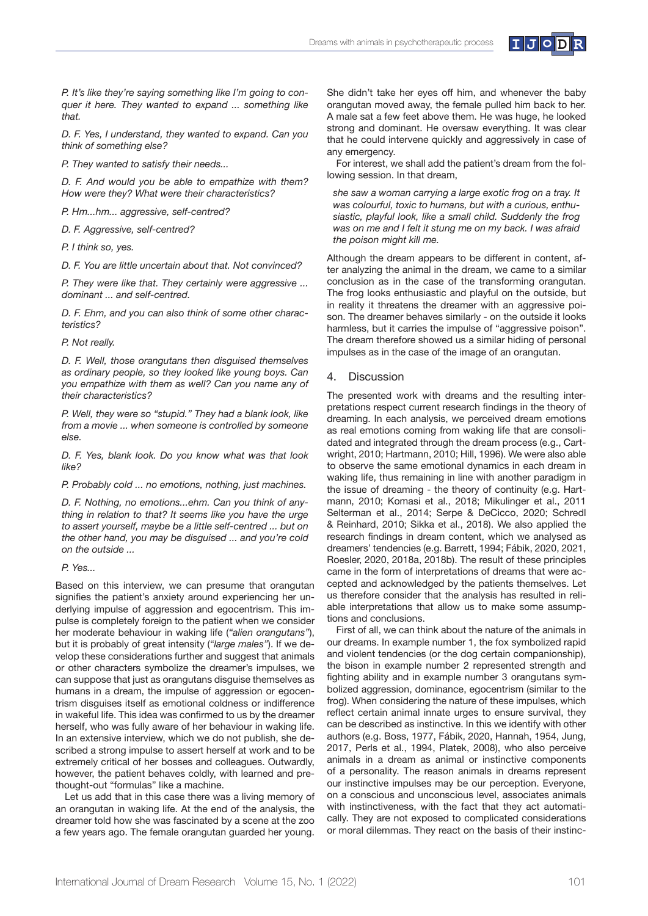*P. It's like they're saying something like I'm going to conquer it here. They wanted to expand ... something like that.*

*D. F. Yes, I understand, they wanted to expand. Can you think of something else?*

*P. They wanted to satisfy their needs...*

*D. F. And would you be able to empathize with them? How were they? What were their characteristics?*

*P. Hm...hm... aggressive, self-centred?*

*D. F. Aggressive, self-centred?*

*P. I think so, yes.*

*D. F. You are little uncertain about that. Not convinced?*

*P. They were like that. They certainly were aggressive ... dominant ... and self-centred.*

*D. F. Ehm, and you can also think of some other characteristics?*

*P. Not really.*

*D. F. Well, those orangutans then disguised themselves as ordinary people, so they looked like young boys. Can you empathize with them as well? Can you name any of their characteristics?*

*P. Well, they were so "stupid." They had a blank look, like from a movie ... when someone is controlled by someone else.*

*D. F. Yes, blank look. Do you know what was that look like?*

*P. Probably cold ... no emotions, nothing, just machines.*

*D. F. Nothing, no emotions...ehm. Can you think of anything in relation to that? It seems like you have the urge to assert yourself, maybe be a little self-centred ... but on the other hand, you may be disguised ... and you're cold on the outside ...*

*P. Yes...*

Based on this interview, we can presume that orangutan signifies the patient's anxiety around experiencing her underlying impulse of aggression and egocentrism. This impulse is completely foreign to the patient when we consider her moderate behaviour in waking life (*"alien orangutans"*), but it is probably of great intensity (*"large males"*). If we develop these considerations further and suggest that animals or other characters symbolize the dreamer's impulses, we can suppose that just as orangutans disguise themselves as humans in a dream, the impulse of aggression or egocentrism disguises itself as emotional coldness or indifference in wakeful life. This idea was confirmed to us by the dreamer herself, who was fully aware of her behaviour in waking life. In an extensive interview, which we do not publish, she described a strong impulse to assert herself at work and to be extremely critical of her bosses and colleagues. Outwardly, however, the patient behaves coldly, with learned and pre-thought-out "formulas" like a machine.

Let us add that in this case there was a living memory of an orangutan in waking life. At the end of the analysis, the dreamer told how she was fascinated by a scene at the zoo a few years ago. The female orangutan guarded her young. She didn't take her eyes off him, and whenever the baby orangutan moved away, the female pulled him back to her. A male sat a few feet above them. He was huge, he looked strong and dominant. He oversaw everything. It was clear that he could intervene quickly and aggressively in case of any emergency.

For interest, we shall add the patient's dream from the following session. In that dream,

*she saw a woman carrying a large exotic frog on a tray. It was colourful, toxic to humans, but with a curious, enthusiastic, playful look, like a small child. Suddenly the frog was on me and I felt it stung me on my back. I was afraid the poison might kill me.*

Although the dream appears to be different in content, after analyzing the animal in the dream, we came to a similar conclusion as in the case of the transforming orangutan. The frog looks enthusiastic and playful on the outside, but in reality it threatens the dreamer with an aggressive poison. The dreamer behaves similarly - on the outside it looks harmless, but it carries the impulse of "aggressive poison". The dream therefore showed us a similar hiding of personal impulses as in the case of the image of an orangutan.

## 4. Discussion

The presented work with dreams and the resulting interpretations respect current research findings in the theory of dreaming. In each analysis, we perceived dream emotions as real emotions coming from waking life that are consolidated and integrated through the dream process (e.g., Cartwright, 2010; Hartmann, 2010; Hill, 1996). We were also able to observe the same emotional dynamics in each dream in waking life, thus remaining in line with another paradigm in the issue of dreaming - the theory of continuity (e.g. Hartmann, 2010; Komasi et al., 2018; Mikulinger et al., 2011 Selterman et al., 2014; Serpe & DeCicco, 2020; Schredl & Reinhard, 2010; Sikka et al., 2018). We also applied the research findings in dream content, which we analysed as dreamers' tendencies (e.g. Barrett, 1994; Fábik, 2020, 2021, Roesler, 2020, 2018a, 2018b). The result of these principles came in the form of interpretations of dreams that were accepted and acknowledged by the patients themselves. Let us therefore consider that the analysis has resulted in reliable interpretations that allow us to make some assumptions and conclusions.

First of all, we can think about the nature of the animals in our dreams. In example number 1, the fox symbolized rapid and violent tendencies (or the dog certain companionship), the bison in example number 2 represented strength and fighting ability and in example number 3 orangutans symbolized aggression, dominance, egocentrism (similar to the frog). When considering the nature of these impulses, which reflect certain animal innate urges to ensure survival, they can be described as instinctive. In this we identify with other authors (e.g. Boss, 1977, Fábik, 2020, Hannah, 1954, Jung, 2017, Perls et al., 1994, Platek, 2008), who also perceive animals in a dream as animal or instinctive components of a personality. The reason animals in dreams represent our instinctive impulses may be our perception. Everyone, on a conscious and unconscious level, associates animals with instinctiveness, with the fact that they act automatically. They are not exposed to complicated considerations or moral dilemmas. They react on the basis of their instinc-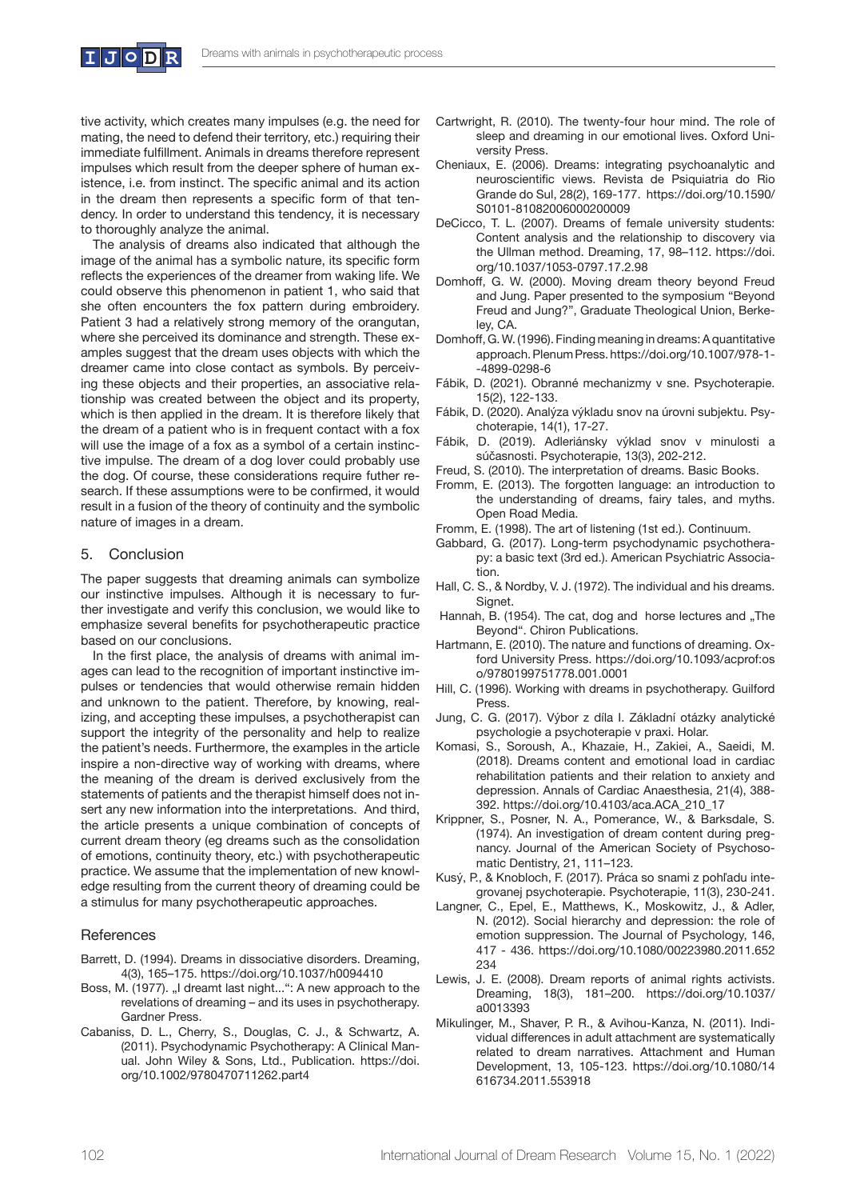tive activity, which creates many impulses (e.g. the need for mating, the need to defend their territory, etc.) requiring their immediate fulfillment. Animals in dreams therefore represent impulses which result from the deeper sphere of human existence, i.e. from instinct. The specific animal and its action in the dream then represents a specific form of that tendency. In order to understand this tendency, it is necessary to thoroughly analyze the animal.

The analysis of dreams also indicated that although the image of the animal has a symbolic nature, its specific form reflects the experiences of the dreamer from waking life. We could observe this phenomenon in patient 1, who said that she often encounters the fox pattern during embroidery. Patient 3 had a relatively strong memory of the orangutan, where she perceived its dominance and strength. These examples suggest that the dream uses objects with which the dreamer came into close contact as symbols. By perceiving these objects and their properties, an associative relationship was created between the object and its property, which is then applied in the dream. It is therefore likely that the dream of a patient who is in frequent contact with a fox will use the image of a fox as a symbol of a certain instinctive impulse. The dream of a dog lover could probably use the dog. Of course, these considerations require futher research. If these assumptions were to be confirmed, it would result in a fusion of the theory of continuity and the symbolic nature of images in a dream.

## 5. Conclusion

The paper suggests that dreaming animals can symbolize our instinctive impulses. Although it is necessary to further investigate and verify this conclusion, we would like to emphasize several benefits for psychotherapeutic practice based on our conclusions.

In the first place, the analysis of dreams with animal images can lead to the recognition of important instinctive impulses or tendencies that would otherwise remain hidden and unknown to the patient. Therefore, by knowing, realizing, and accepting these impulses, a psychotherapist can support the integrity of the personality and help to realize the patient's needs. Furthermore, the examples in the article inspire a non-directive way of working with dreams, where the meaning of the dream is derived exclusively from the statements of patients and the therapist himself does not insert any new information into the interpretations. And third, the article presents a unique combination of concepts of current dream theory (eg dreams such as the consolidation of emotions, continuity theory, etc.) with psychotherapeutic practice. We assume that the implementation of new knowledge resulting from the current theory of dreaming could be a stimulus for many psychotherapeutic approaches.

## References

Barrett, D. (1994). Dreams in dissociative disorders. Dreaming, 4(3), 165–175. https://doi.org/10.1037/h0094410

Boss, M. (1977). „I dreamt last night...": A new approach to the revelations of dreaming – and its uses in psychotherapy. Gardner Press.

Cabaniss, D. L., Cherry, S., Douglas, C. J., & Schwartz, A. (2011). Psychodynamic Psychotherapy: A Clinical Manual. John Wiley & Sons, Ltd., Publication. https://doi.org/10.1002/9780470711262.part4

Cartwright, R. (2010). The twenty-four hour mind. The role of sleep and dreaming in our emotional lives. Oxford University Press.

Cheniaux, E. (2006). Dreams: integrating psychoanalytic and neuroscientific views. Revista de Psiquiatria do Rio Grande do Sul, 28(2), 169-177. https://doi.org/10.1590/S0101-81082006000200009

DeCicco, T. L. (2007). Dreams of female university students: Content analysis and the relationship to discovery via the Ullman method. Dreaming, 17, 98–112. https://doi.org/10.1037/1053-0797.17.2.98

Domhoff, G. W. (2000). Moving dream theory beyond Freud and Jung. Paper presented to the symposium "Beyond Freud and Jung?", Graduate Theological Union, Berkeley, CA.

Domhoff, G. W. (1996). Finding meaning in dreams: A quantitative approach. Plenum Press. https://doi.org/10.1007/978-1--4899-0298-6

Fábik, D. (2021). Obranné mechanizmy v sne. Psychoterapie. 15(2), 122-133.

Fábik, D. (2020). Analýza výkladu snov na úrovni subjektu. Psychoterapie, 14(1), 17-27.

Fábik, D. (2019). Adleriánsky výklad snov v minulosti a súčasnosti. Psychoterapie, 13(3), 202-212.

Freud, S. (2010). The interpretation of dreams. Basic Books.

Fromm, E. (2013). The forgotten language: an introduction to the understanding of dreams, fairy tales, and myths. Open Road Media.

Fromm, E. (1998). The art of listening (1st ed.). Continuum.

Gabbard, G. (2017). Long-term psychodynamic psychotherapy: a basic text (3rd ed.). American Psychiatric Association.

Hall, C. S., & Nordby, V. J. (1972). The individual and his dreams. Signet.

Hannah, B. (1954). The cat, dog and horse lectures and „The Beyond". Chiron Publications.

Hartmann, E. (2010). The nature and functions of dreaming. Oxford University Press. https://doi.org/10.1093/acprof:oso/9780199751778.001.0001

Hill, C. (1996). Working with dreams in psychotherapy. Guilford Press.

Jung, C. G. (2017). Výbor z díla I. Základní otázky analytické psychologie a psychoterapie v praxi. Holar.

Komasi, S., Soroush, A., Khazaie, H., Zakiei, A., Saeidi, M. (2018). Dreams content and emotional load in cardiac rehabilitation patients and their relation to anxiety and depression. Annals of Cardiac Anaesthesia, 21(4), 388-392. https://doi.org/10.4103/aca.ACA_210_17

Krippner, S., Posner, N. A., Pomerance, W., & Barksdale, S. (1974). An investigation of dream content during pregnancy. Journal of the American Society of Psychosomatic Dentistry, 21, 111–123.

Kusý, P., & Knobloch, F. (2017). Práca so snami z pohľadu integrovanej psychoterapie. Psychoterapie, 11(3), 230-241.

Langner, C., Epel, E., Matthews, K., Moskowitz, J., & Adler, N. (2012). Social hierarchy and depression: the role of emotion suppression. The Journal of Psychology, 146, 417 - 436. https://doi.org/10.1080/00223980.2011.652234

Lewis, J. E. (2008). Dream reports of animal rights activists. Dreaming, 18(3), 181–200. https://doi.org/10.1037/a0013393

Mikulinger, M., Shaver, P. R., & Avihou-Kanza, N. (2011). Individual differences in adult attachment are systematically related to dream narratives. Attachment and Human Development, 13, 105-123. https://doi.org/10.1080/14616734.2011.553918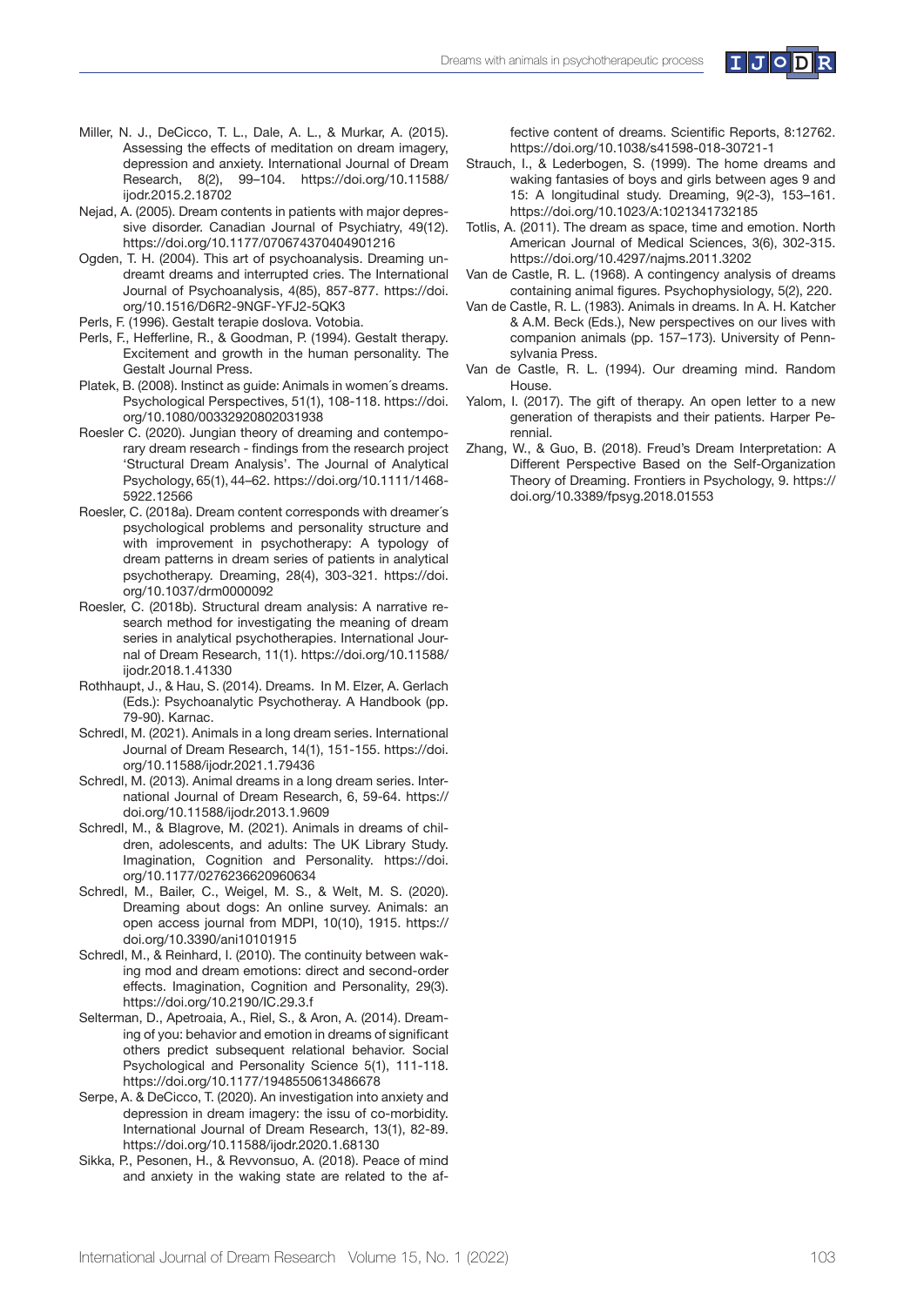Miller, N. J., DeCicco, T. L., Dale, A. L., & Murkar, A. (2015). Assessing the effects of meditation on dream imagery, depression and anxiety. International Journal of Dream Research, 8(2), 99–104. https://doi.org/10.11588/ijodr.2015.2.18702

Nejad, A. (2005). Dream contents in patients with major depressive disorder. Canadian Journal of Psychiatry, 49(12). https://doi.org/10.1177/070674370404901216

Ogden, T. H. (2004). This art of psychoanalysis. Dreaming undreamt dreams and interrupted cries. The International Journal of Psychoanalysis, 4(85), 857-877. https://doi.org/10.1516/D6R2-9NGF-YFJ2-5QK3

Perls, F. (1996). Gestalt terapie doslova. Votobia.

Perls, F., Hefferline, R., & Goodman, P. (1994). Gestalt therapy. Excitement and growth in the human personality. The Gestalt Journal Press.

Platek, B. (2008). Instinct as guide: Animals in women´s dreams. Psychological Perspectives, 51(1), 108-118. https://doi.org/10.1080/00332920802031938

Roesler C. (2020). Jungian theory of dreaming and contemporary dream research - findings from the research project 'Structural Dream Analysis'. The Journal of Analytical Psychology, 65(1), 44–62. https://doi.org/10.1111/1468-5922.12566

Roesler, C. (2018a). Dream content corresponds with dreamer´s psychological problems and personality structure and with improvement in psychotherapy: A typology of dream patterns in dream series of patients in analytical psychotherapy. Dreaming, 28(4), 303-321. https://doi.org/10.1037/drm0000092

Roesler, C. (2018b). Structural dream analysis: A narrative research method for investigating the meaning of dream series in analytical psychotherapies. International Journal of Dream Research, 11(1). https://doi.org/10.11588/ijodr.2018.1.41330

Rothhaupt, J., & Hau, S. (2014). Dreams. In M. Elzer, A. Gerlach (Eds.): Psychoanalytic Psychotheray. A Handbook (pp. 79-90). Karnac.

Schredl, M. (2021). Animals in a long dream series. International Journal of Dream Research, 14(1), 151-155. https://doi.org/10.11588/ijodr.2021.1.79436

Schredl, M. (2013). Animal dreams in a long dream series. International Journal of Dream Research, 6, 59-64. https://doi.org/10.11588/ijodr.2013.1.9609

Schredl, M., & Blagrove, M. (2021). Animals in dreams of children, adolescents, and adults: The UK Library Study. Imagination, Cognition and Personality. https://doi.org/10.1177/0276236620960634

Schredl, M., Bailer, C., Weigel, M. S., & Welt, M. S. (2020). Dreaming about dogs: An online survey. Animals: an open access journal from MDPI, 10(10), 1915. https://doi.org/10.3390/ani10101915

Schredl, M., & Reinhard, I. (2010). The continuity between waking mod and dream emotions: direct and second-order effects. Imagination, Cognition and Personality, 29(3). https://doi.org/10.2190/IC.29.3.f

Selterman, D., Apetroaia, A., Riel, S., & Aron, A. (2014). Dreaming of you: behavior and emotion in dreams of significant others predict subsequent relational behavior. Social Psychological and Personality Science 5(1), 111-118. https://doi.org/10.1177/1948550613486678

Serpe, A. & DeCicco, T. (2020). An investigation into anxiety and depression in dream imagery: the issu of co-morbidity. International Journal of Dream Research, 13(1), 82-89. https://doi.org/10.11588/ijodr.2020.1.68130

Sikka, P., Pesonen, H., & Revvonsuo, A. (2018). Peace of mind and anxiety in the waking state are related to the affective content of dreams. Scientific Reports, 8:12762. https://doi.org/10.1038/s41598-018-30721-1

Strauch, I., & Lederbogen, S. (1999). The home dreams and waking fantasies of boys and girls between ages 9 and 15: A longitudinal study. Dreaming, 9(2-3), 153–161. https://doi.org/10.1023/A:1021341732185

Totlis, A. (2011). The dream as space, time and emotion. North American Journal of Medical Sciences, 3(6), 302-315. https://doi.org/10.4297/najms.2011.3202

Van de Castle, R. L. (1968). A contingency analysis of dreams containing animal figures. Psychophysiology, 5(2), 220.

Van de Castle, R. L. (1983). Animals in dreams. In A. H. Katcher & A.M. Beck (Eds.), New perspectives on our lives with companion animals (pp. 157–173). University of Pennsylvania Press.

Van de Castle, R. L. (1994). Our dreaming mind. Random House.

Yalom, I. (2017). The gift of therapy. An open letter to a new generation of therapists and their patients. Harper Perennial.

Zhang, W., & Guo, B. (2018). Freud's Dream Interpretation: A Different Perspective Based on the Self-Organization Theory of Dreaming. Frontiers in Psychology, 9. https://doi.org/10.3389/fpsyg.2018.01553